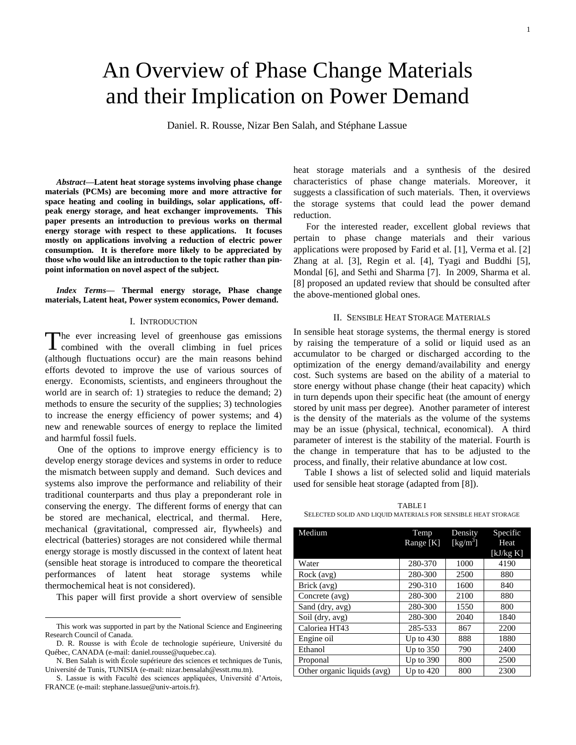# An Overview of Phase Change Materials and their Implication on Power Demand

Daniel. R. Rousse, Nizar Ben Salah, and Stéphane Lassue

***Abstract*—Latent heat storage systems involving phase change materials (PCMs) are becoming more and more attractive for space heating and cooling in buildings, solar applications, off-peak energy storage, and heat exchanger improvements. This paper presents an introduction to previous works on thermal energy storage with respect to these applications. It focuses mostly on applications involving a reduction of electric power consumption. It is therefore more likely to be appreciated by those who would like an introduction to the topic rather than pin-point information on novel aspect of the subject.**

***Index Terms*— Thermal energy storage, Phase change materials, Latent heat, Power system economics, Power demand.**

## I. Introduction

The ever increasing level of greenhouse gas emissions combined with the overall climbing in fuel prices (although fluctuations occur) are the main reasons behind efforts devoted to improve the use of various sources of energy. Economists, scientists, and engineers throughout the world are in search of: 1) strategies to reduce the demand; 2) methods to ensure the security of the supplies; 3) technologies to increase the energy efficiency of power systems; and 4) new and renewable sources of energy to replace the limited and harmful fossil fuels.

One of the options to improve energy efficiency is to develop energy storage devices and systems in order to reduce the mismatch between supply and demand. Such devices and systems also improve the performance and reliability of their traditional counterparts and thus play a preponderant role in conserving the energy. The different forms of energy that can be stored are mechanical, electrical, and thermal. Here, mechanical (gravitational, compressed air, flywheels) and electrical (batteries) storages are not considered while thermal energy storage is mostly discussed in the context of latent heat (sensible heat storage is introduced to compare the theoretical performances of latent heat storage systems while thermochemical heat is not considered).

This paper will first provide a short overview of sensible heat storage materials and a synthesis of the desired characteristics of phase change materials. Moreover, it suggests a classification of such materials. Then, it overviews the storage systems that could lead the power demand reduction.

For the interested reader, excellent global reviews that pertain to phase change materials and their various applications were proposed by Farid et al. [1], Verma et al. [2] Zhang at al. [3], Regin et al. [4], Tyagi and Buddhi [5], Mondal [6], and Sethi and Sharma [7]. In 2009, Sharma et al. [8] proposed an updated review that should be consulted after the above-mentioned global ones.

## II. Sensible Heat Storage Materials

In sensible heat storage systems, the thermal energy is stored by raising the temperature of a solid or liquid used as an accumulator to be charged or discharged according to the optimization of the energy demand/availability and energy cost. Such systems are based on the ability of a material to store energy without phase change (their heat capacity) which in turn depends upon their specific heat (the amount of energy stored by unit mass per degree). Another parameter of interest is the density of the materials as the volume of the systems may be an issue (physical, technical, economical). A third parameter of interest is the stability of the material. Fourth is the change in temperature that has to be adjusted to the process, and finally, their relative abundance at low cost.

Table I shows a list of selected solid and liquid materials used for sensible heat storage (adapted from [8]).

TABLE I
Selected solid and liquid materials for sensible heat storage

| Medium | Temp Range [K] | Density [kg/m$^3$] | Specific Heat [kJ/kg K] |
|---|---|---|---|
| Water | 280-370 | 1000 | 4190 |
| Rock (avg) | 280-300 | 2500 | 880 |
| Brick (avg) | 290-310 | 1600 | 840 |
| Concrete (avg) | 280-300 | 2100 | 880 |
| Sand (dry, avg) | 280-300 | 1550 | 800 |
| Soil (dry, avg) | 280-300 | 2040 | 1840 |
| Caloriea HT43 | 285-533 | 867 | 2200 |
| Engine oil | Up to 430 | 888 | 1880 |
| Ethanol | Up to 350 | 790 | 2400 |
| Proponal | Up to 390 | 800 | 2500 |
| Other organic liquids (avg) | Up to 420 | 800 | 2300 |

---

This work was supported in part by the National Science and Engineering Research Council of Canada.

D. R. Rousse is with École de technologie supérieure, Université du Québec, CANADA (e-mail: daniel.rousse@uquebec.ca).

N. Ben Salah is with École supérieure des sciences et techniques de Tunis, Université de Tunis, TUNISIA (e-mail: nizar.bensalah@esstt.rnu.tn).

S. Lassue is with Faculté des sciences appliquées, Université d'Artois, FRANCE (e-mail: stephane.lassue@univ-artois.fr).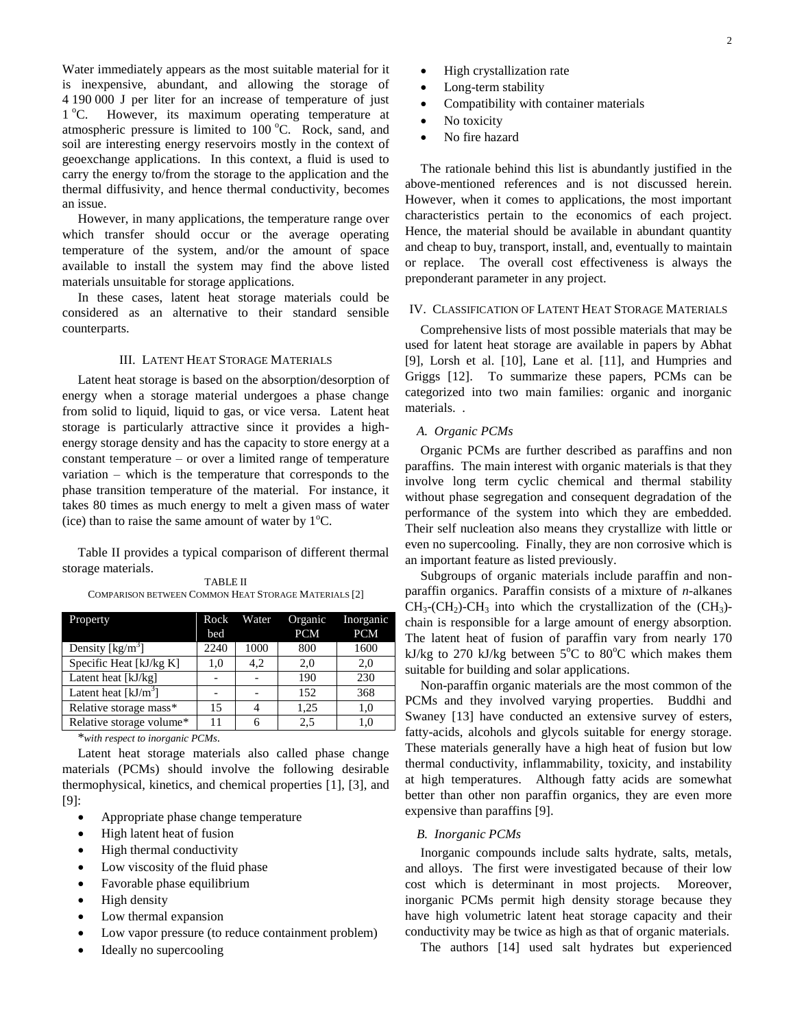Water immediately appears as the most suitable material for it is inexpensive, abundant, and allowing the storage of 4 190 000 J per liter for an increase of temperature of just 1 °C. However, its maximum operating temperature at atmospheric pressure is limited to 100 °C. Rock, sand, and soil are interesting energy reservoirs mostly in the context of geoexchange applications. In this context, a fluid is used to carry the energy to/from the storage to the application and the thermal diffusivity, and hence thermal conductivity, becomes an issue.

However, in many applications, the temperature range over which transfer should occur or the average operating temperature of the system, and/or the amount of space available to install the system may find the above listed materials unsuitable for storage applications.

In these cases, latent heat storage materials could be considered as an alternative to their standard sensible counterparts.

## III. Latent Heat Storage Materials

Latent heat storage is based on the absorption/desorption of energy when a storage material undergoes a phase change from solid to liquid, liquid to gas, or vice versa. Latent heat storage is particularly attractive since it provides a high-energy storage density and has the capacity to store energy at a constant temperature – or over a limited range of temperature variation – which is the temperature that corresponds to the phase transition temperature of the material. For instance, it takes 80 times as much energy to melt a given mass of water (ice) than to raise the same amount of water by 1°C.

Table II provides a typical comparison of different thermal storage materials.

TABLE II
Comparison between Common Heat Storage Materials [2]

| Property | Rock bed | Water | Organic PCM | Inorganic PCM |
|---|---|---|---|---|
| Density [kg/m$^3$] | 2240 | 1000 | 800 | 1600 |
| Specific Heat [kJ/kg K] | 1,0 | 4,2 | 2,0 | 2,0 |
| Latent heat [kJ/kg] | - | - | 190 | 230 |
| Latent heat [kJ/m$^3$] | - | - | 152 | 368 |
| Relative storage mass* | 15 | 4 | 1,25 | 1,0 |
| Relative storage volume* | 11 | 6 | 2,5 | 1,0 |

*\*with respect to inorganic PCMs.*

Latent heat storage materials also called phase change materials (PCMs) should involve the following desirable thermophysical, kinetics, and chemical properties [1], [3], and [9]:

- Appropriate phase change temperature
- High latent heat of fusion
- High thermal conductivity
- Low viscosity of the fluid phase
- Favorable phase equilibrium
- High density
- Low thermal expansion
- Low vapor pressure (to reduce containment problem)
- Ideally no supercooling
- High crystallization rate
- Long-term stability
- Compatibility with container materials
- No toxicity
- No fire hazard

The rationale behind this list is abundantly justified in the above-mentioned references and is not discussed herein. However, when it comes to applications, the most important characteristics pertain to the economics of each project. Hence, the material should be available in abundant quantity and cheap to buy, transport, install, and, eventually to maintain or replace. The overall cost effectiveness is always the preponderant parameter in any project.

## IV. Classification of Latent Heat Storage Materials

Comprehensive lists of most possible materials that may be used for latent heat storage are available in papers by Abhat [9], Lorsh et al. [10], Lane et al. [11], and Humpries and Griggs [12]. To summarize these papers, PCMs can be categorized into two main families: organic and inorganic materials. .

### A. Organic PCMs

Organic PCMs are further described as paraffins and non paraffins. The main interest with organic materials is that they involve long term cyclic chemical and thermal stability without phase segregation and consequent degradation of the performance of the system into which they are embedded. Their self nucleation also means they crystallize with little or even no supercooling. Finally, they are non corrosive which is an important feature as listed previously.

Subgroups of organic materials include paraffin and non-paraffin organics. Paraffin consists of a mixture of *n*-alkanes $CH_3$-$(CH_2)$-$CH_3$ into which the crystallization of the $(CH_3)$-chain is responsible for a large amount of energy absorption. The latent heat of fusion of paraffin vary from nearly 170 kJ/kg to 270 kJ/kg between 5°C to 80°C which makes them suitable for building and solar applications.

Non-paraffin organic materials are the most common of the PCMs and they involved varying properties. Buddhi and Swaney [13] have conducted an extensive survey of esters, fatty-acids, alcohols and glycols suitable for energy storage. These materials generally have a high heat of fusion but low thermal conductivity, inflammability, toxicity, and instability at high temperatures. Although fatty acids are somewhat better than other non paraffin organics, they are even more expensive than paraffins [9].

### B. Inorganic PCMs

Inorganic compounds include salts hydrate, salts, metals, and alloys. The first were investigated because of their low cost which is determinant in most projects. Moreover, inorganic PCMs permit high density storage because they have high volumetric latent heat storage capacity and their conductivity may be twice as high as that of organic materials.

The authors [14] used salt hydrates but experienced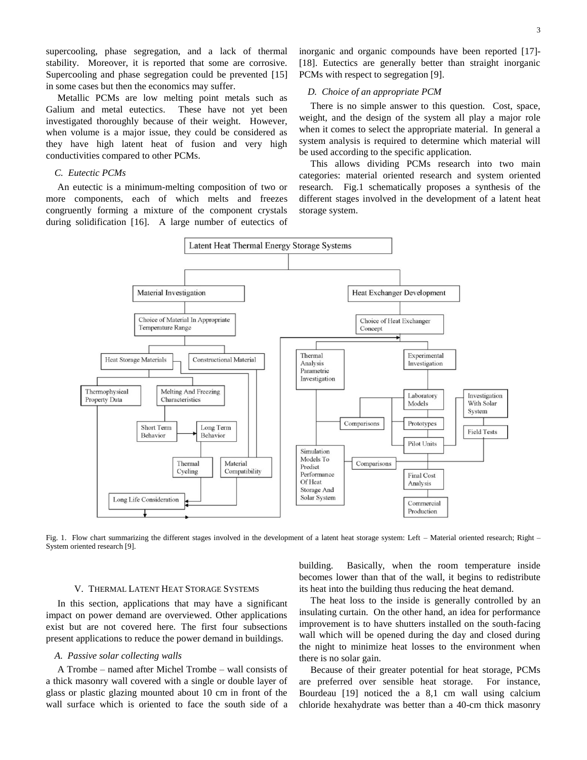supercooling, phase segregation, and a lack of thermal stability. Moreover, it is reported that some are corrosive. Supercooling and phase segregation could be prevented [15] in some cases but then the economics may suffer.

Metallic PCMs are low melting point metals such as Galium and metal eutectics. These have not yet been investigated thoroughly because of their weight. However, when volume is a major issue, they could be considered as they have high latent heat of fusion and very high conductivities compared to other PCMs.

### *C. Eutectic PCMs*

An eutectic is a minimum-melting composition of two or more components, each of which melts and freezes congruently forming a mixture of the component crystals during solidification [16]. A large number of eutectics of inorganic and organic compounds have been reported [17]-[18]. Eutectics are generally better than straight inorganic PCMs with respect to segregation [9].

### *D. Choice of an appropriate PCM*

There is no simple answer to this question. Cost, space, weight, and the design of the system all play a major role when it comes to select the appropriate material. In general a system analysis is required to determine which material will be used according to the specific application.

This allows dividing PCMs research into two main categories: material oriented research and system oriented research. Fig.1 schematically proposes a synthesis of the different stages involved in the development of a latent heat storage system.

Fig. 1. Flow chart summarizing the different stages involved in the development of a latent heat storage system: Left – Material oriented research; Right – System oriented research [9].

## V. Thermal Latent Heat Storage Systems

In this section, applications that may have a significant impact on power demand are overviewed. Other applications exist but are not covered here. The first four subsections present applications to reduce the power demand in buildings.

### *A. Passive solar collecting walls*

A Trombe – named after Michel Trombe – wall consists of a thick masonry wall covered with a single or double layer of glass or plastic glazing mounted about 10 cm in front of the wall surface which is oriented to face the south side of a building. Basically, when the room temperature inside becomes lower than that of the wall, it begins to redistribute its heat into the building thus reducing the heat demand.

The heat loss to the inside is generally controlled by an insulating curtain. On the other hand, an idea for performance improvement is to have shutters installed on the south-facing wall which will be opened during the day and closed during the night to minimize heat losses to the environment when there is no solar gain.

Because of their greater potential for heat storage, PCMs are preferred over sensible heat storage. For instance, Bourdeau [19] noticed the a 8,1 cm wall using calcium chloride hexahydrate was better than a 40-cm thick masonry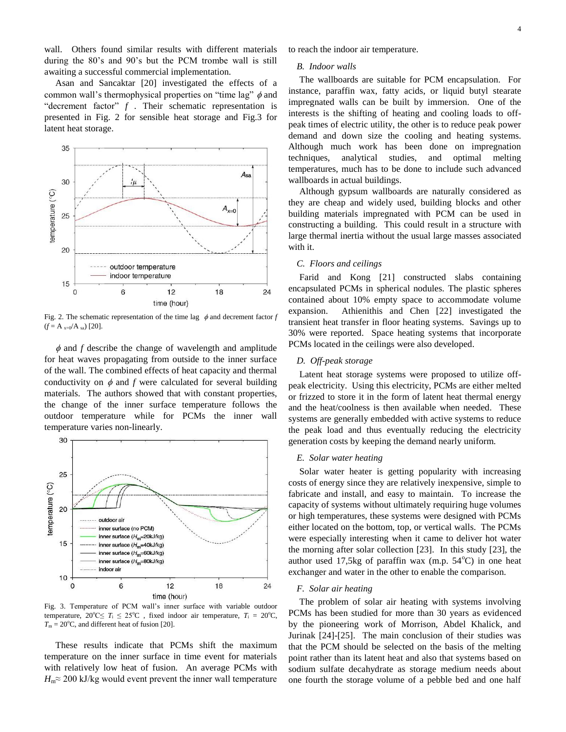wall. Others found similar results with different materials during the 80's and 90's but the PCM trombe wall is still awaiting a successful commercial implementation.

Asan and Sancaktar [20] investigated the effects of a common wall's thermophysical properties on "time lag" $\phi$ and "decrement factor" $f$. Their schematic representation is presented in Fig. 2 for sensible heat storage and Fig.3 for latent heat storage.

Fig. 2. The schematic representation of the time lag $\phi$ and decrement factor $f$ ($f = A_{x=0}/A_{sa}$) [20].

$\phi$ and $f$ describe the change of wavelength and amplitude for heat waves propagating from outside to the inner surface of the wall. The combined effects of heat capacity and thermal conductivity on $\phi$ and $f$ were calculated for several building materials. The authors showed that with constant properties, the change of the inner surface temperature follows the outdoor temperature while for PCMs the inner wall temperature varies non-linearly.

Fig. 3. Temperature of PCM wall's inner surface with variable outdoor temperature, $20^{o}C \leq T_{i} \leq 25^{o}C$ , fixed indoor air temperature, $T_{i} = 20^{o}C$, $T_{m} = 20^{o}C$, and different heat of fusion [20].

These results indicate that PCMs shift the maximum temperature on the inner surface in time event for materials with relatively low heat of fusion. An average PCMs with $H_{m} \approx 200$ kJ/kg would event prevent the inner wall temperature to reach the indoor air temperature.

### *B. Indoor walls*

The wallboards are suitable for PCM encapsulation. For instance, paraffin wax, fatty acids, or liquid butyl stearate impregnated walls can be built by immersion. One of the interests is the shifting of heating and cooling loads to off-peak times of electric utility, the other is to reduce peak power demand and down size the cooling and heating systems. Although much work has been done on impregnation techniques, analytical studies, and optimal melting temperatures, much has to be done to include such advanced wallboards in actual buildings.

Although gypsum wallboards are naturally considered as they are cheap and widely used, building blocks and other building materials impregnated with PCM can be used in constructing a building. This could result in a structure with large thermal inertia without the usual large masses associated with it.

### *C. Floors and ceilings*

Farid and Kong [21] constructed slabs containing encapsulated PCMs in spherical nodules. The plastic spheres contained about 10% empty space to accommodate volume expansion. Athienithis and Chen [22] investigated the transient heat transfer in floor heating systems. Savings up to 30% were reported. Space heating systems that incorporate PCMs located in the ceilings were also developed.

### *D. Off-peak storage*

Latent heat storage systems were proposed to utilize off-peak electricity. Using this electricity, PCMs are either melted or frizzed to store it in the form of latent heat thermal energy and the heat/coolness is then available when needed. These systems are generally embedded with active systems to reduce the peak load and thus eventually reducing the electricity generation costs by keeping the demand nearly uniform.

### *E. Solar water heating*

Solar water heater is getting popularity with increasing costs of energy since they are relatively inexpensive, simple to fabricate and install, and easy to maintain. To increase the capacity of systems without ultimately requiring huge volumes or high temperatures, these systems were designed with PCMs either located on the bottom, top, or vertical walls. The PCMs were especially interesting when it came to deliver hot water the morning after solar collection [23]. In this study [23], the author used 17,5kg of paraffin wax (m.p. $54^{o}C$) in one heat exchanger and water in the other to enable the comparison.

### *F. Solar air heating*

The problem of solar air heating with systems involving PCMs has been studied for more than 30 years as evidenced by the pioneering work of Morrison, Abdel Khalick, and Jurinak [24]-[25]. The main conclusion of their studies was that the PCM should be selected on the basis of the melting point rather than its latent heat and also that systems based on sodium sulfate decahydrate as storage medium needs about one fourth the storage volume of a pebble bed and one half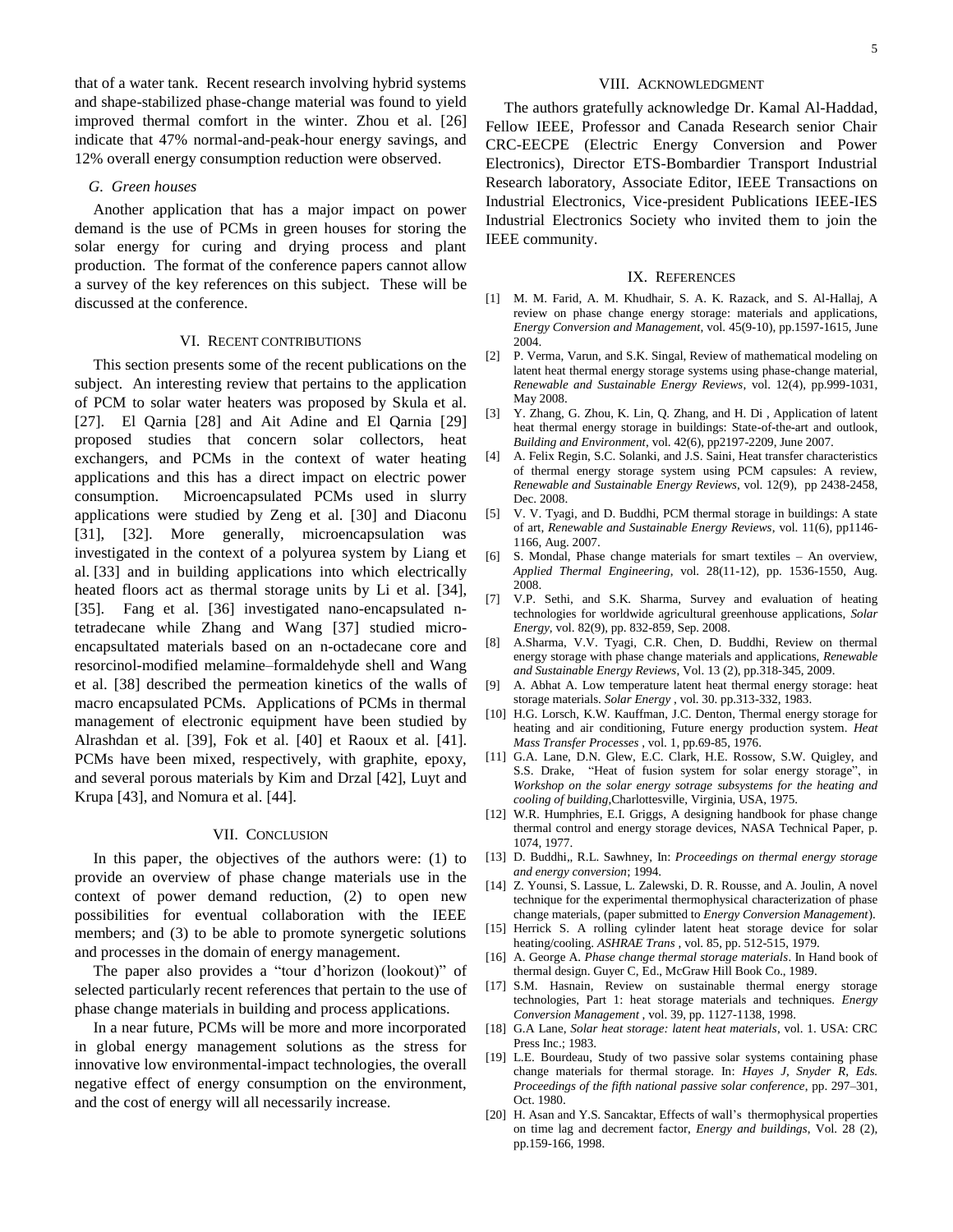that of a water tank. Recent research involving hybrid systems and shape-stabilized phase-change material was found to yield improved thermal comfort in the winter. Zhou et al. [26] indicate that 47% normal-and-peak-hour energy savings, and 12% overall energy consumption reduction were observed.

### *G. Green houses*

Another application that has a major impact on power demand is the use of PCMs in green houses for storing the solar energy for curing and drying process and plant production. The format of the conference papers cannot allow a survey of the key references on this subject. These will be discussed at the conference.

## VI. Recent contributions

This section presents some of the recent publications on the subject. An interesting review that pertains to the application of PCM to solar water heaters was proposed by Skula et al. [27]. El Qarnia [28] and Ait Adine and El Qarnia [29] proposed studies that concern solar collectors, heat exchangers, and PCMs in the context of water heating applications and this has a direct impact on electric power consumption. Microencapsulated PCMs used in slurry applications were studied by Zeng et al. [30] and Diaconu [31], [32]. More generally, microencapsulation was investigated in the context of a polyurea system by Liang et al. [33] and in building applications into which electrically heated floors act as thermal storage units by Li et al. [34], [35]. Fang et al. [36] investigated nano-encapsulated n-tetradecane while Zhang and Wang [37] studied micro-encapsultated materials based on an n-octadecane core and resorcinol-modified melamine–formaldehyde shell and Wang et al. [38] described the permeation kinetics of the walls of macro encapsulated PCMs. Applications of PCMs in thermal management of electronic equipment have been studied by Alrashdan et al. [39], Fok et al. [40] et Raoux et al. [41]. PCMs have been mixed, respectively, with graphite, epoxy, and several porous materials by Kim and Drzal [42], Luyt and Krupa [43], and Nomura et al. [44].

## VII. Conclusion

In this paper, the objectives of the authors were: (1) to provide an overview of phase change materials use in the context of power demand reduction, (2) to open new possibilities for eventual collaboration with the IEEE members; and (3) to be able to promote synergetic solutions and processes in the domain of energy management.

The paper also provides a "tour d'horizon (lookout)" of selected particularly recent references that pertain to the use of phase change materials in building and process applications.

In a near future, PCMs will be more and more incorporated in global energy management solutions as the stress for innovative low environmental-impact technologies, the overall negative effect of energy consumption on the environment, and the cost of energy will all necessarily increase.

## VIII. Acknowledgment

The authors gratefully acknowledge Dr. Kamal Al-Haddad, Fellow IEEE, Professor and Canada Research senior Chair CRC-EECPE (Electric Energy Conversion and Power Electronics), Director ETS-Bombardier Transport Industrial Research laboratory, Associate Editor, IEEE Transactions on Industrial Electronics, Vice-president Publications IEEE-IES Industrial Electronics Society who invited them to join the IEEE community.

## IX. References

[1] M. M. Farid, A. M. Khudhair, S. A. K. Razack, and S. Al-Hallaj, A review on phase change energy storage: materials and applications, *Energy Conversion and Management*, vol. 45(9-10), pp.1597-1615, June 2004.

[2] P. Verma, Varun, and S.K. Singal, Review of mathematical modeling on latent heat thermal energy storage systems using phase-change material, *Renewable and Sustainable Energy Reviews*, vol. 12(4), pp.999-1031, May 2008.

[3] Y. Zhang, G. Zhou, K. Lin, Q. Zhang, and H. Di , Application of latent heat thermal energy storage in buildings: State-of-the-art and outlook, *Building and Environment*, vol. 42(6), pp2197-2209, June 2007.

[4] A. Felix Regin, S.C. Solanki, and J.S. Saini, Heat transfer characteristics of thermal energy storage system using PCM capsules: A review, *Renewable and Sustainable Energy Reviews*, vol. 12(9), pp 2438-2458, Dec. 2008.

[5] V. V. Tyagi, and D. Buddhi, PCM thermal storage in buildings: A state of art, *Renewable and Sustainable Energy Reviews*, vol. 11(6), pp1146-1166, Aug. 2007.

[6] S. Mondal, Phase change materials for smart textiles – An overview, *Applied Thermal Engineering*, vol. 28(11-12), pp. 1536-1550, Aug. 2008.

[7] V.P. Sethi, and S.K. Sharma, Survey and evaluation of heating technologies for worldwide agricultural greenhouse applications, *Solar Energy*, vol. 82(9), pp. 832-859, Sep. 2008.

[8] A.Sharma, V.V. Tyagi, C.R. Chen, D. Buddhi, Review on thermal energy storage with phase change materials and applications, *Renewable and Sustainable Energy Reviews*, Vol. 13 (2), pp.318-345, 2009.

[9] A. Abhat A. Low temperature latent heat thermal energy storage: heat storage materials. *Solar Energy* , vol. 30. pp.313-332, 1983.

[10] H.G. Lorsch, K.W. Kauffman, J.C. Denton, Thermal energy storage for heating and air conditioning, Future energy production system. *Heat Mass Transfer Processes* , vol. 1, pp.69-85, 1976.

[11] G.A. Lane, D.N. Glew, E.C. Clark, H.E. Rossow, S.W. Quigley, and S.S. Drake, "Heat of fusion system for solar energy storage", in *Workshop on the solar energy sotrage subsystems for the heating and cooling of building*,Charlottesville, Virginia, USA, 1975.

[12] W.R. Humphries, E.I. Griggs, A designing handbook for phase change thermal control and energy storage devices, NASA Technical Paper, p. 1074, 1977.

[13] D. Buddhi,, R.L. Sawhney, In: *Proceedings on thermal energy storage and energy conversion*; 1994.

[14] Z. Younsi, S. Lassue, L. Zalewski, D. R. Rousse, and A. Joulin, A novel technique for the experimental thermophysical characterization of phase change materials, (paper submitted to *Energy Conversion Management*).

[15] Herrick S. A rolling cylinder latent heat storage device for solar heating/cooling. *ASHRAE Trans* , vol. 85, pp. 512-515, 1979.

[16] A. George A. *Phase change thermal storage materials*. In Hand book of thermal design. Guyer C, Ed., McGraw Hill Book Co., 1989.

[17] S.M. Hasnain, Review on sustainable thermal energy storage technologies, Part 1: heat storage materials and techniques. *Energy Conversion Management* , vol. 39, pp. 1127-1138, 1998.

[18] G.A Lane, *Solar heat storage: latent heat materials*, vol. 1. USA: CRC Press Inc.; 1983.

[19] L.E. Bourdeau, Study of two passive solar systems containing phase change materials for thermal storage. In: *Hayes J, Snyder R, Eds. Proceedings of the fifth national passive solar conference*, pp. 297–301, Oct. 1980.

[20] H. Asan and Y.S. Sancaktar, Effects of wall's thermophysical properties on time lag and decrement factor, *Energy and buildings*, Vol. 28 (2), pp.159-166, 1998.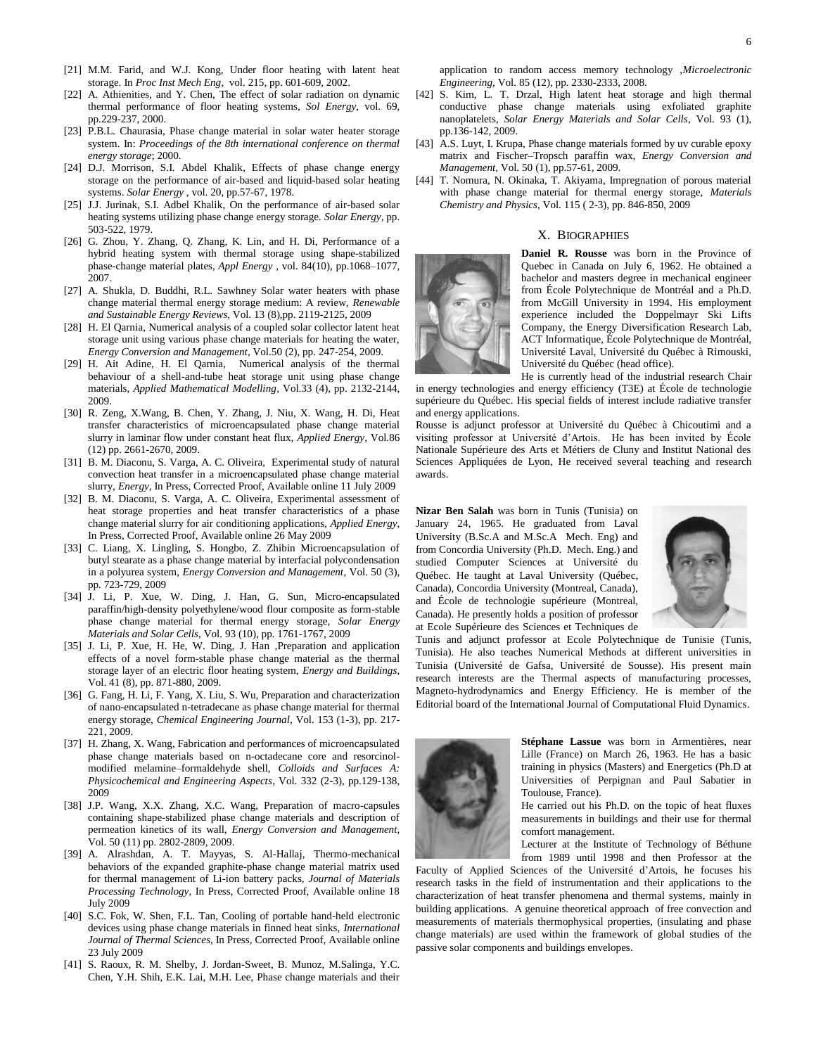[21] M.M. Farid, and W.J. Kong, Under floor heating with latent heat storage. In *Proc Inst Mech Eng*, vol. 215, pp. 601-609, 2002.

[22] A. Athienities, and Y. Chen, The effect of solar radiation on dynamic thermal performance of floor heating systems, *Sol Energy*, vol. 69, pp.229-237, 2000.

[23] P.B.L. Chaurasia, Phase change material in solar water heater storage system. In: *Proceedings of the 8th international conference on thermal energy storage*; 2000.

[24] D.J. Morrison, S.I. Abdel Khalik, Effects of phase change energy storage on the performance of air-based and liquid-based solar heating systems. *Solar Energy* , vol. 20, pp.57-67, 1978.

[25] J.J. Jurinak, S.I. Adbel Khalik, On the performance of air-based solar heating systems utilizing phase change energy storage. *Solar Energy*, pp. 503-522, 1979.

[26] G. Zhou, Y. Zhang, Q. Zhang, K. Lin, and H. Di, Performance of a hybrid heating system with thermal storage using shape-stabilized phase-change material plates, *Appl Energy* , vol. 84(10), pp.1068–1077, 2007.

[27] A. Shukla, D. Buddhi, R.L. Sawhney Solar water heaters with phase change material thermal energy storage medium: A review, *Renewable and Sustainable Energy Reviews*, Vol. 13 (8),pp. 2119-2125, 2009

[28] H. El Qarnia, Numerical analysis of a coupled solar collector latent heat storage unit using various phase change materials for heating the water, *Energy Conversion and Management*, Vol.50 (2), pp. 247-254, 2009.

[29] H. Ait Adine, H. El Qarnia, Numerical analysis of the thermal behaviour of a shell-and-tube heat storage unit using phase change materials, *Applied Mathematical Modelling*, Vol.33 (4), pp. 2132-2144, 2009.

[30] R. Zeng, X.Wang, B. Chen, Y. Zhang, J. Niu, X. Wang, H. Di, Heat transfer characteristics of microencapsulated phase change material slurry in laminar flow under constant heat flux, *Applied Energy*, Vol.86 (12) pp. 2661-2670, 2009.

[31] B. M. Diaconu, S. Varga, A. C. Oliveira, Experimental study of natural convection heat transfer in a microencapsulated phase change material slurry, *Energy*, In Press, Corrected Proof, Available online 11 July 2009

[32] B. M. Diaconu, S. Varga, A. C. Oliveira, Experimental assessment of heat storage properties and heat transfer characteristics of a phase change material slurry for air conditioning applications, *Applied Energy*, In Press, Corrected Proof, Available online 26 May 2009

[33] C. Liang, X. Lingling, S. Hongbo, Z. Zhibin Microencapsulation of butyl stearate as a phase change material by interfacial polycondensation in a polyurea system, *Energy Conversion and Management*, Vol. 50 (3), pp. 723-729, 2009

[34] J. Li, P. Xue, W. Ding, J. Han, G. Sun, Micro-encapsulated paraffin/high-density polyethylene/wood flour composite as form-stable phase change material for thermal energy storage, *Solar Energy Materials and Solar Cells*, Vol. 93 (10), pp. 1761-1767, 2009

[35] J. Li, P. Xue, H. He, W. Ding, J. Han ,Preparation and application effects of a novel form-stable phase change material as the thermal storage layer of an electric floor heating system, *Energy and Buildings*, Vol. 41 (8), pp. 871-880, 2009.

[36] G. Fang, H. Li, F. Yang, X. Liu, S. Wu, Preparation and characterization of nano-encapsulated n-tetradecane as phase change material for thermal energy storage, *Chemical Engineering Journal*, Vol. 153 (1-3), pp. 217-221, 2009.

[37] H. Zhang, X. Wang, Fabrication and performances of microencapsulated phase change materials based on n-octadecane core and resorcinol-modified melamine–formaldehyde shell, *Colloids and Surfaces A: Physicochemical and Engineering Aspects*, Vol. 332 (2-3), pp.129-138, 2009

[38] J.P. Wang, X.X. Zhang, X.C. Wang, Preparation of macro-capsules containing shape-stabilized phase change materials and description of permeation kinetics of its wall, *Energy Conversion and Management*, Vol. 50 (11) pp. 2802-2809, 2009.

[39] A. Alrashdan, A. T. Mayyas, S. Al-Hallaj, Thermo-mechanical behaviors of the expanded graphite-phase change material matrix used for thermal management of Li-ion battery packs, *Journal of Materials Processing Technology*, In Press, Corrected Proof, Available online 18 July 2009

[40] S.C. Fok, W. Shen, F.L. Tan, Cooling of portable hand-held electronic devices using phase change materials in finned heat sinks, *International Journal of Thermal Sciences*, In Press, Corrected Proof, Available online 23 July 2009

[41] S. Raoux, R. M. Shelby, J. Jordan-Sweet, B. Munoz, M.Salinga, Y.C. Chen, Y.H. Shih, E.K. Lai, M.H. Lee, Phase change materials and their application to random access memory technology ,*Microelectronic Engineering*, Vol. 85 (12), pp. 2330-2333, 2008.

[42] S. Kim, L. T. Drzal, High latent heat storage and high thermal conductive phase change materials using exfoliated graphite nanoplatelets, *Solar Energy Materials and Solar Cells*, Vol. 93 (1), pp.136-142, 2009.

[43] A.S. Luyt, I. Krupa, Phase change materials formed by uv curable epoxy matrix and Fischer–Tropsch paraffin wax, *Energy Conversion and Management*, Vol. 50 (1), pp.57-61, 2009.

[44] T. Nomura, N. Okinaka, T. Akiyama, Impregnation of porous material with phase change material for thermal energy storage, *Materials Chemistry and Physics*, Vol. 115 ( 2-3), pp. 846-850, 2009

## X. Biographies

**Daniel R. Rousse** was born in the Province of Quebec in Canada on July 6, 1962. He obtained a bachelor and masters degree in mechanical engineer from École Polytechnique de Montréal and a Ph.D. from McGill University in 1994. His employment experience included the Doppelmayr Ski Lifts Company, the Energy Diversification Research Lab, ACT Informatique, École Polytechnique de Montréal, Université Laval, Université du Québec à Rimouski, Université du Québec (head office).

He is currently head of the industrial research Chair in energy technologies and energy efficiency (T3E) at École de technologie supérieure du Québec. His special fields of interest include radiative transfer and energy applications.

Rousse is adjunct professor at Université du Québec à Chicoutimi and a visiting professor at Université d'Artois. He has been invited by École Nationale Supérieure des Arts et Métiers de Cluny and Institut National des Sciences Appliquées de Lyon, He received several teaching and research awards.

**Nizar Ben Salah** was born in Tunis (Tunisia) on January 24, 1965. He graduated from Laval University (B.Sc.A and M.Sc.A Mech. Eng) and from Concordia University (Ph.D. Mech. Eng.) and studied Computer Sciences at Université du Québec. He taught at Laval University (Québec, Canada), Concordia University (Montreal, Canada), and École de technologie supérieure (Montreal, Canada). He presently holds a position of professor at Ecole Supérieure des Sciences et Techniques de Tunis and adjunct professor at Ecole Polytechnique de Tunisie (Tunis, Tunisia). He also teaches Numerical Methods at different universities in Tunisia (Université de Gafsa, Université de Sousse). His present main research interests are the Thermal aspects of manufacturing processes, Magneto-hydrodynamics and Energy Efficiency. He is member of the Editorial board of the International Journal of Computational Fluid Dynamics.

**Stéphane Lassue** was born in Armentières, near Lille (France) on March 26, 1963. He has a basic training in physics (Masters) and Energetics (Ph.D at Universities of Perpignan and Paul Sabatier in Toulouse, France).

He carried out his Ph.D. on the topic of heat fluxes measurements in buildings and their use for thermal comfort management.

Lecturer at the Institute of Technology of Béthune from 1989 until 1998 and then Professor at the Faculty of Applied Sciences of the Université d'Artois, he focuses his research tasks in the field of instrumentation and their applications to the characterization of heat transfer phenomena and thermal systems, mainly in building applications. A genuine theoretical approach of free convection and measurements of materials thermophysical properties, (insulating and phase change materials) are used within the framework of global studies of the passive solar components and buildings envelopes.